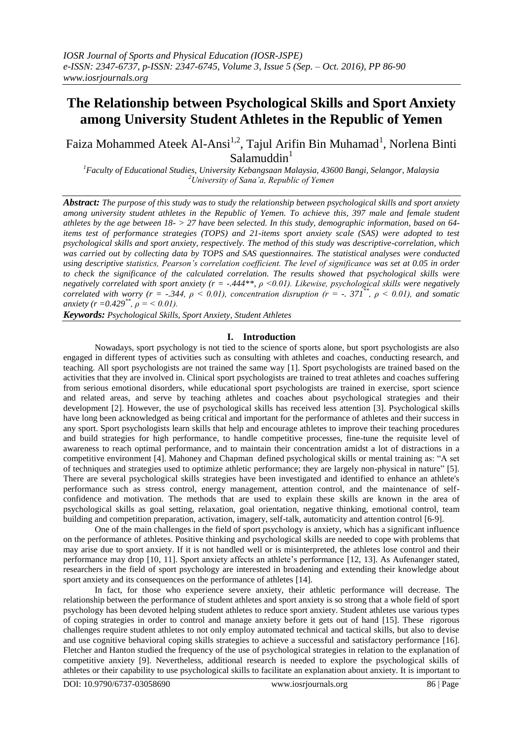# The Relationship between Psychological Skills and Sport Anxiety among University Student Athletes in the Republic of Yemen

Faiza Mohammed Ateek Al-Ansi[1,2], Tajul Arifin Bin Muhamad[1], Norlena Binti Salamuddin[1]

[1]*Faculty of Educational Studies, University Kebangsaan Malaysia, 43600 Bangi, Selangor, Malaysia*
[2]*University of Sana'a, Republic of Yemen*

***Abstract:*** ***The purpose of this study was to study the relationship between psychological skills and sport anxiety among university student athletes in the Republic of Yemen. To achieve this, 397 male and female student athletes by the age between 18- > 27 have been selected. In this study, demographic information, based on 64-items test of performance strategies (TOPS) and 21-items sport anxiety scale (SAS) were adopted to test psychological skills and sport anxiety, respectively. The method of this study was descriptive-correlation, which was carried out by collecting data by TOPS and SAS questionnaires. The statistical analyses were conducted using descriptive statistics, Pearson's correlation coefficient. The level of significance was set at 0.05 in order to check the significance of the calculated correlation. The results showed that psychological skills were negatively correlated with sport anxiety ($r = -.444^{**}$, $\rho < 0.01$). Likewise, psychological skills were negatively correlated with worry ($r = -.344$, $\rho < 0.01$), concentration disruption ($r = -.371^{**}$, $\rho < 0.01$), and somatic anxiety ($r = 0.429^{**}$, $\rho = < 0.01$).***

***Keywords:*** ***Psychological Skills, Sport Anxiety, Student Athletes***

## I. Introduction

Nowadays, sport psychology is not tied to the science of sports alone, but sport psychologists are also engaged in different types of activities such as consulting with athletes and coaches, conducting research, and teaching. All sport psychologists are not trained the same way [1]. Sport psychologists are trained based on the activities that they are involved in. Clinical sport psychologists are trained to treat athletes and coaches suffering from serious emotional disorders, while educational sport psychologists are trained in exercise, sport science and related areas, and serve by teaching athletes and coaches about psychological strategies and their development [2]. However, the use of psychological skills has received less attention [3]. Psychological skills have long been acknowledged as being critical and important for the performance of athletes and their success in any sport. Sport psychologists learn skills that help and encourage athletes to improve their teaching procedures and build strategies for high performance, to handle competitive processes, fine-tune the requisite level of awareness to reach optimal performance, and to maintain their concentration amidst a lot of distractions in a competitive environment [4]. Mahoney and Chapman defined psychological skills or mental training as: "A set of techniques and strategies used to optimize athletic performance; they are largely non-physical in nature" [5]. There are several psychological skills strategies have been investigated and identified to enhance an athlete's performance such as stress control, energy management, attention control, and the maintenance of self-confidence and motivation. The methods that are used to explain these skills are known in the area of psychological skills as goal setting, relaxation, goal orientation, negative thinking, emotional control, team building and competition preparation, activation, imagery, self-talk, automaticity and attention control [6-9].

One of the main challenges in the field of sport psychology is anxiety, which has a significant influence on the performance of athletes. Positive thinking and psychological skills are needed to cope with problems that may arise due to sport anxiety. If it is not handled well or is misinterpreted, the athletes lose control and their performance may drop [10, 11]. Sport anxiety affects an athlete's performance [12, 13]. As Aufenanger stated, researchers in the field of sport psychology are interested in broadening and extending their knowledge about sport anxiety and its consequences on the performance of athletes [14].

In fact, for those who experience severe anxiety, their athletic performance will decrease. The relationship between the performance of student athletes and sport anxiety is so strong that a whole field of sport psychology has been devoted helping student athletes to reduce sport anxiety. Student athletes use various types of coping strategies in order to control and manage anxiety before it gets out of hand [15]. These rigorous challenges require student athletes to not only employ automated technical and tactical skills, but also to devise and use cognitive behavioral coping skills strategies to achieve a successful and satisfactory performance [16]. Fletcher and Hanton studied the frequency of the use of psychological strategies in relation to the explanation of competitive anxiety [9]. Nevertheless, additional research is needed to explore the psychological skills of athletes or their capability to use psychological skills to facilitate an explanation about anxiety. It is important to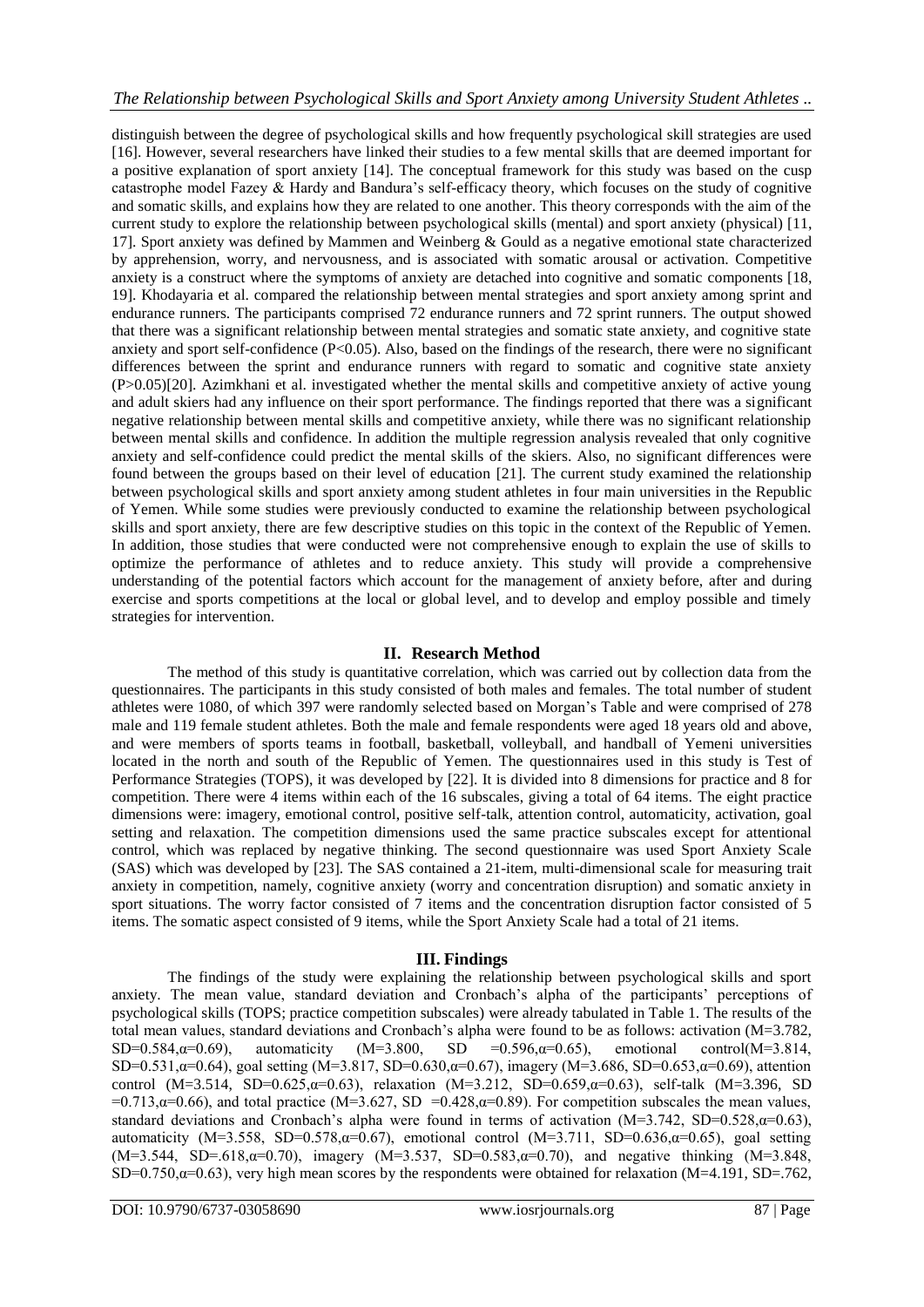distinguish between the degree of psychological skills and how frequently psychological skill strategies are used [16]. However, several researchers have linked their studies to a few mental skills that are deemed important for a positive explanation of sport anxiety [14]. The conceptual framework for this study was based on the cusp catastrophe model Fazey & Hardy and Bandura's self-efficacy theory, which focuses on the study of cognitive and somatic skills, and explains how they are related to one another. This theory corresponds with the aim of the current study to explore the relationship between psychological skills (mental) and sport anxiety (physical) [11, 17]. Sport anxiety was defined by Mammen and Weinberg & Gould as a negative emotional state characterized by apprehension, worry, and nervousness, and is associated with somatic arousal or activation. Competitive anxiety is a construct where the symptoms of anxiety are detached into cognitive and somatic components [18, 19]. Khodayaria et al. compared the relationship between mental strategies and sport anxiety among sprint and endurance runners. The participants comprised 72 endurance runners and 72 sprint runners. The output showed that there was a significant relationship between mental strategies and somatic state anxiety, and cognitive state anxiety and sport self-confidence ($P<0.05$). Also, based on the findings of the research, there were no significant differences between the sprint and endurance runners with regard to somatic and cognitive state anxiety ($P>0.05$)[20]. Azimkhani et al. investigated whether the mental skills and competitive anxiety of active young and adult skiers had any influence on their sport performance. The findings reported that there was a significant negative relationship between mental skills and competitive anxiety, while there was no significant relationship between mental skills and confidence. In addition the multiple regression analysis revealed that only cognitive anxiety and self-confidence could predict the mental skills of the skiers. Also, no significant differences were found between the groups based on their level of education [21]. The current study examined the relationship between psychological skills and sport anxiety among student athletes in four main universities in the Republic of Yemen. While some studies were previously conducted to examine the relationship between psychological skills and sport anxiety, there are few descriptive studies on this topic in the context of the Republic of Yemen. In addition, those studies that were conducted were not comprehensive enough to explain the use of skills to optimize the performance of athletes and to reduce anxiety. This study will provide a comprehensive understanding of the potential factors which account for the management of anxiety before, after and during exercise and sports competitions at the local or global level, and to develop and employ possible and timely strategies for intervention.

## II. Research Method

The method of this study is quantitative correlation, which was carried out by collection data from the questionnaires. The participants in this study consisted of both males and females. The total number of student athletes were 1080, of which 397 were randomly selected based on Morgan's Table and were comprised of 278 male and 119 female student athletes. Both the male and female respondents were aged 18 years old and above, and were members of sports teams in football, basketball, volleyball, and handball of Yemeni universities located in the north and south of the Republic of Yemen. The questionnaires used in this study is Test of Performance Strategies (TOPS), it was developed by [22]. It is divided into 8 dimensions for practice and 8 for competition. There were 4 items within each of the 16 subscales, giving a total of 64 items. The eight practice dimensions were: imagery, emotional control, positive self-talk, attention control, automaticity, activation, goal setting and relaxation. The competition dimensions used the same practice subscales except for attentional control, which was replaced by negative thinking. The second questionnaire was used Sport Anxiety Scale (SAS) which was developed by [23]. The SAS contained a 21-item, multi-dimensional scale for measuring trait anxiety in competition, namely, cognitive anxiety (worry and concentration disruption) and somatic anxiety in sport situations. The worry factor consisted of 7 items and the concentration disruption factor consisted of 5 items. The somatic aspect consisted of 9 items, while the Sport Anxiety Scale had a total of 21 items.

## III. Findings

The findings of the study were explaining the relationship between psychological skills and sport anxiety. The mean value, standard deviation and Cronbach's alpha of the participants' perceptions of psychological skills (TOPS; practice competition subscales) were already tabulated in Table 1. The results of the total mean values, standard deviations and Cronbach's alpha were found to be as follows: activation ($M=3.782$, $SD=0.584$, $\alpha=0.69$), automaticity ($M=3.800$, $SD=0.596$, $\alpha=0.65$), emotional control($M=3.814$, $SD=0.531$, $\alpha=0.64$), goal setting ($M=3.817$, $SD=0.630$, $\alpha=0.67$), imagery ($M=3.686$, $SD=0.653$, $\alpha=0.69$), attention control ($M=3.514$, $SD=0.625$, $\alpha=0.63$), relaxation ($M=3.212$, $SD=0.659$, $\alpha=0.63$), self-talk ($M=3.396$, $SD=0.713$, $\alpha=0.66$), and total practice ($M=3.627$, $SD=0.428$, $\alpha=0.89$). For competition subscales the mean values, standard deviations and Cronbach's alpha were found in terms of activation ($M=3.742$, $SD=0.528$, $\alpha=0.63$), automaticity ($M=3.558$, $SD=0.578$, $\alpha=0.67$), emotional control ($M=3.711$, $SD=0.636$, $\alpha=0.65$), goal setting ($M=3.544$, $SD=.618$, $\alpha=0.70$), imagery ($M=3.537$, $SD=0.583$, $\alpha=0.70$), and negative thinking ($M=3.848$, $SD=0.750$, $\alpha=0.63$), very high mean scores by the respondents were obtained for relaxation ($M=4.191$, $SD=.762$,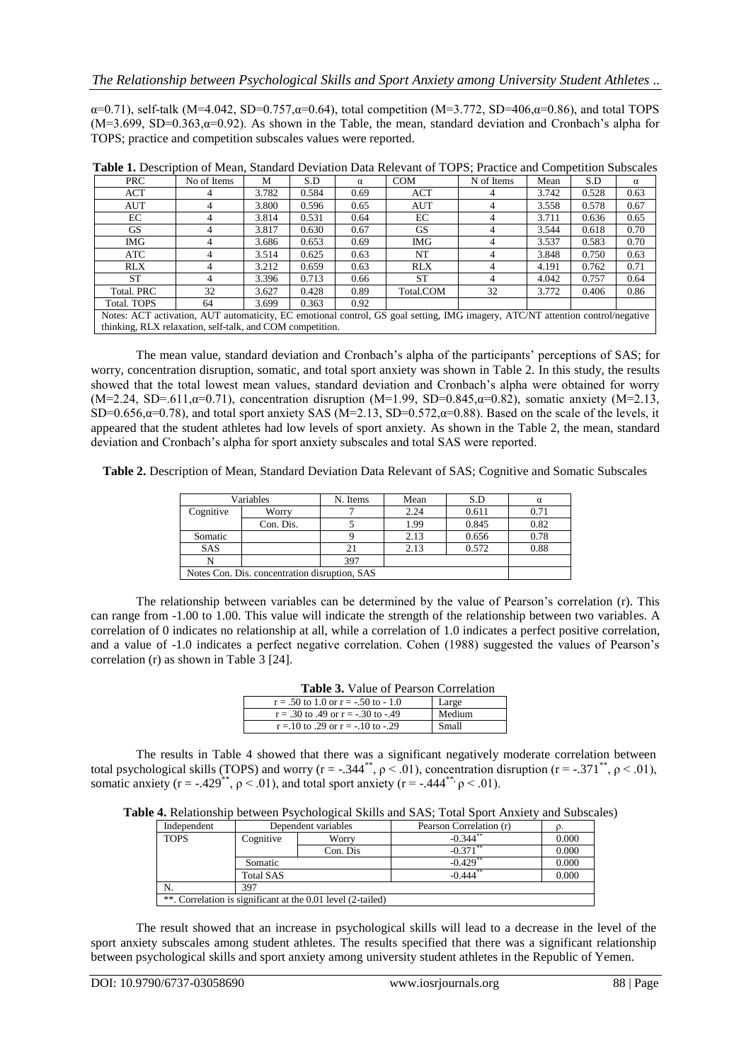α=0.71), self-talk (M=4.042, SD=0.757,α=0.64), total competition (M=3.772, SD=406,α=0.86), and total TOPS (M=3.699, SD=0.363,α=0.92). As shown in the Table, the mean, standard deviation and Cronbach's alpha for TOPS; practice and competition subscales values were reported.

**Table 1.** Description of Mean, Standard Deviation Data Relevant of TOPS; Practice and Competition Subscales

| PRC | No of Items | M | S.D | α | COM | N of Items | Mean | S.D | α |
|---|---|---|---|---|---|---|---|---|---|
| ACT | 4 | 3.782 | 0.584 | 0.69 | ACT | 4 | 3.742 | 0.528 | 0.63 |
| AUT | 4 | 3.800 | 0.596 | 0.65 | AUT | 4 | 3.558 | 0.578 | 0.67 |
| EC | 4 | 3.814 | 0.531 | 0.64 | EC | 4 | 3.711 | 0.636 | 0.65 |
| GS | 4 | 3.817 | 0.630 | 0.67 | GS | 4 | 3.544 | 0.618 | 0.70 |
| IMG | 4 | 3.686 | 0.653 | 0.69 | IMG | 4 | 3.537 | 0.583 | 0.70 |
| ATC | 4 | 3.514 | 0.625 | 0.63 | NT | 4 | 3.848 | 0.750 | 0.63 |
| RLX | 4 | 3.212 | 0.659 | 0.63 | RLX | 4 | 4.191 | 0.762 | 0.71 |
| ST | 4 | 3.396 | 0.713 | 0.66 | ST | 4 | 4.042 | 0.757 | 0.64 |
| Total. PRC | 32 | 3.627 | 0.428 | 0.89 | Total.COM | 32 | 3.772 | 0.406 | 0.86 |
| Total. TOPS | 64 | 3.699 | 0.363 | 0.92 | | | | | |

Notes: ACT activation, AUT automaticity, EC emotional control, GS goal setting, IMG imagery, ATC/NT attention control/negative thinking, RLX relaxation, self-talk, and COM competition.

The mean value, standard deviation and Cronbach's alpha of the participants' perceptions of SAS; for worry, concentration disruption, somatic, and total sport anxiety was shown in Table 2. In this study, the results showed that the total lowest mean values, standard deviation and Cronbach's alpha were obtained for worry (M=2.24, SD=.611,α=0.71), concentration disruption (M=1.99, SD=0.845,α=0.82), somatic anxiety (M=2.13, SD=0.656,α=0.78), and total sport anxiety SAS (M=2.13, SD=0.572,α=0.88). Based on the scale of the levels, it appeared that the student athletes had low levels of sport anxiety. As shown in the Table 2, the mean, standard deviation and Cronbach's alpha for sport anxiety subscales and total SAS were reported.

**Table 2.** Description of Mean, Standard Deviation Data Relevant of SAS; Cognitive and Somatic Subscales

| Variables | | N. Items | Mean | S.D | α |
|---|---|---|---|---|---|
| Cognitive | Worry | 7 | 2.24 | 0.611 | 0.71 |
| | Con. Dis. | 5 | 1.99 | 0.845 | 0.82 |
| Somatic | | 9 | 2.13 | 0.656 | 0.78 |
| SAS | | 21 | 2.13 | 0.572 | 0.88 |
| N | | 397 | | | |

Notes Con. Dis. concentration disruption, SAS

The relationship between variables can be determined by the value of Pearson's correlation (r). This can range from -1.00 to 1.00. This value will indicate the strength of the relationship between two variables. A correlation of 0 indicates no relationship at all, while a correlation of 1.0 indicates a perfect positive correlation, and a value of -1.0 indicates a perfect negative correlation. Cohen (1988) suggested the values of Pearson's correlation (r) as shown in Table 3 [24].

**Table 3.** Value of Pearson Correlation

| | |
|---|---|
| r = .50 to 1.0 or r = -.50 to - 1.0 | Large |
| r = .30 to .49 or r = -.30 to -.49 | Medium |
| r =.10 to .29 or r = -.10 to -.29 | Small |

The results in Table 4 showed that there was a significant negatively moderate correlation between total psychological skills (TOPS) and worry ($r = -.344^{**}$, $\rho < .01$), concentration disruption ($r = -.371^{**}$, $\rho < .01$), somatic anxiety ($r = -.429^{**}$, $\rho < .01$), and total sport anxiety ($r = -.444^{**}$, $\rho < .01$).

**Table 4.** Relationship between Psychological Skills and SAS; Total Sport Anxiety and Subscales)

| Independent | Dependent variables | | Pearson Correlation (r) | ρ. |
|---|---|---|---|---|
| TOPS | Cognitive | Worry | $-0.344^{**}$ | 0.000 |
| | | Con. Dis | $-0.371^{**}$ | 0.000 |
| | Somatic | | $-0.429^{**}$ | 0.000 |
| | Total SAS | | $-0.444^{**}$ | 0.000 |
| N. | 397 | | | |

**. Correlation is significant at the 0.01 level (2-tailed)

The result showed that an increase in psychological skills will lead to a decrease in the level of the sport anxiety subscales among student athletes. The results specified that there was a significant relationship between psychological skills and sport anxiety among university student athletes in the Republic of Yemen.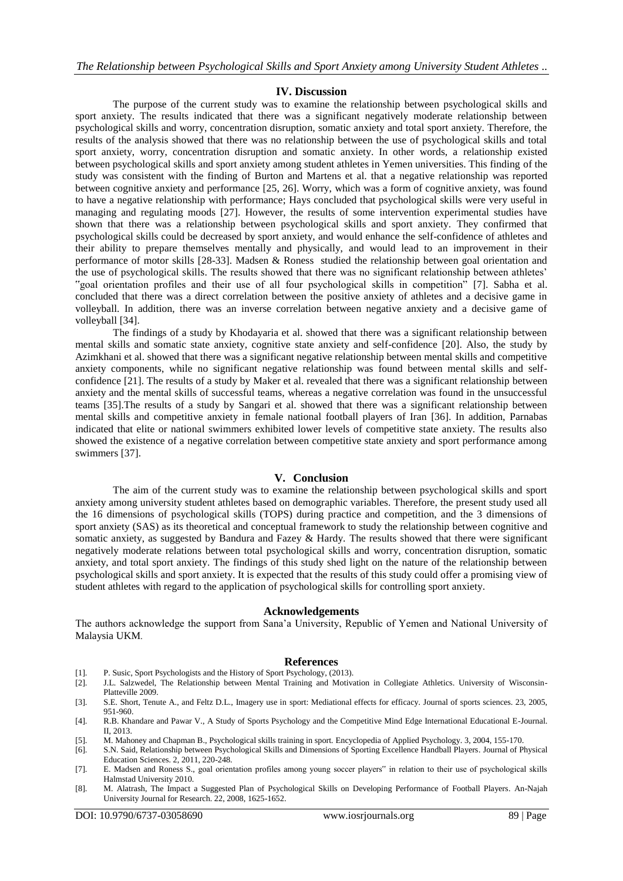## IV. Discussion

The purpose of the current study was to examine the relationship between psychological skills and sport anxiety. The results indicated that there was a significant negatively moderate relationship between psychological skills and worry, concentration disruption, somatic anxiety and total sport anxiety. Therefore, the results of the analysis showed that there was no relationship between the use of psychological skills and total sport anxiety, worry, concentration disruption and somatic anxiety. In other words, a relationship existed between psychological skills and sport anxiety among student athletes in Yemen universities. This finding of the study was consistent with the finding of Burton and Martens et al. that a negative relationship was reported between cognitive anxiety and performance [25, 26]. Worry, which was a form of cognitive anxiety, was found to have a negative relationship with performance; Hays concluded that psychological skills were very useful in managing and regulating moods [27]. However, the results of some intervention experimental studies have shown that there was a relationship between psychological skills and sport anxiety. They confirmed that psychological skills could be decreased by sport anxiety, and would enhance the self-confidence of athletes and their ability to prepare themselves mentally and physically, and would lead to an improvement in their performance of motor skills [28-33]. Madsen & Roness studied the relationship between goal orientation and the use of psychological skills. The results showed that there was no significant relationship between athletes' "goal orientation profiles and their use of all four psychological skills in competition" [7]. Sabha et al. concluded that there was a direct correlation between the positive anxiety of athletes and a decisive game in volleyball. In addition, there was an inverse correlation between negative anxiety and a decisive game of volleyball [34].

The findings of a study by Khodayaria et al. showed that there was a significant relationship between mental skills and somatic state anxiety, cognitive state anxiety and self-confidence [20]. Also, the study by Azimkhani et al. showed that there was a significant negative relationship between mental skills and competitive anxiety components, while no significant negative relationship was found between mental skills and self-confidence [21]. The results of a study by Maker et al. revealed that there was a significant relationship between anxiety and the mental skills of successful teams, whereas a negative correlation was found in the unsuccessful teams [35].The results of a study by Sangari et al. showed that there was a significant relationship between mental skills and competitive anxiety in female national football players of Iran [36]. In addition, Parnabas indicated that elite or national swimmers exhibited lower levels of competitive state anxiety. The results also showed the existence of a negative correlation between competitive state anxiety and sport performance among swimmers [37].

## V. Conclusion

The aim of the current study was to examine the relationship between psychological skills and sport anxiety among university student athletes based on demographic variables. Therefore, the present study used all the 16 dimensions of psychological skills (TOPS) during practice and competition, and the 3 dimensions of sport anxiety (SAS) as its theoretical and conceptual framework to study the relationship between cognitive and somatic anxiety, as suggested by Bandura and Fazey & Hardy. The results showed that there were significant negatively moderate relations between total psychological skills and worry, concentration disruption, somatic anxiety, and total sport anxiety. The findings of this study shed light on the nature of the relationship between psychological skills and sport anxiety. It is expected that the results of this study could offer a promising view of student athletes with regard to the application of psychological skills for controlling sport anxiety.

## Acknowledgements

The authors acknowledge the support from Sana'a University, Republic of Yemen and National University of Malaysia UKM.

## References

[1]. P. Susic, Sport Psychologists and the History of Sport Psychology, (2013).

[2]. J.L. Salzwedel, The Relationship between Mental Training and Motivation in Collegiate Athletics. University of Wisconsin-Platteville 2009.

[3]. S.E. Short, Tenute A., and Feltz D.L., Imagery use in sport: Mediational effects for efficacy. Journal of sports sciences. 23, 2005, 951-960.

[4]. R.B. Khandare and Pawar V., A Study of Sports Psychology and the Competitive Mind Edge International Educational E-Journal. II, 2013.

[5]. M. Mahoney and Chapman B., Psychological skills training in sport. Encyclopedia of Applied Psychology. 3, 2004, 155-170.

[6]. S.N. Said, Relationship between Psychological Skills and Dimensions of Sporting Excellence Handball Players. Journal of Physical Education Sciences. 2, 2011, 220-248.

[7]. E. Madsen and Roness S., goal orientation profiles among young soccer players" in relation to their use of psychological skills Halmstad University 2010.

[8]. M. Alatrash, The Impact a Suggested Plan of Psychological Skills on Developing Performance of Football Players. An-Najah University Journal for Research. 22, 2008, 1625-1652.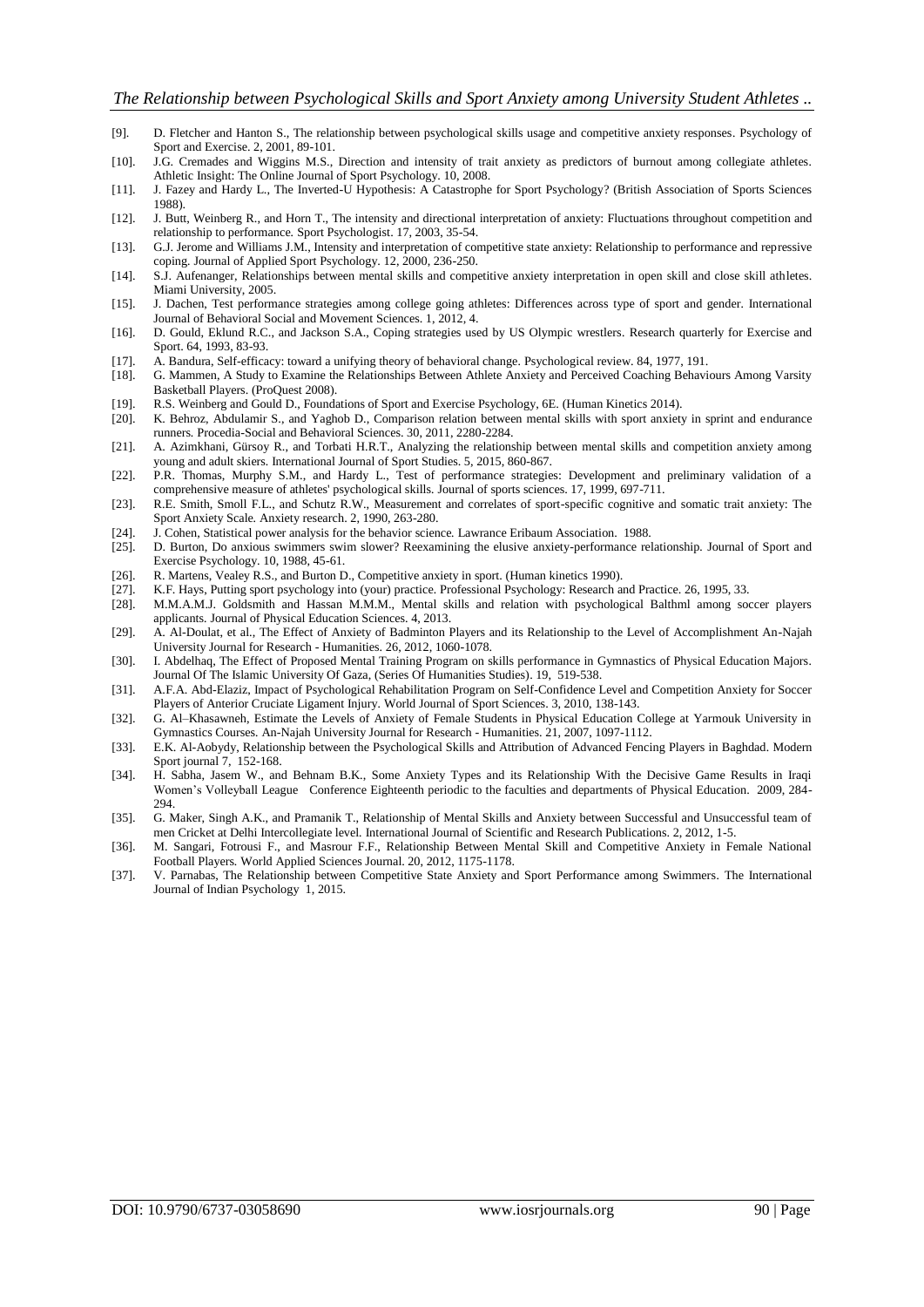[9]. D. Fletcher and Hanton S., The relationship between psychological skills usage and competitive anxiety responses. Psychology of Sport and Exercise. 2, 2001, 89-101.

[10]. J.G. Cremades and Wiggins M.S., Direction and intensity of trait anxiety as predictors of burnout among collegiate athletes. Athletic Insight: The Online Journal of Sport Psychology. 10, 2008.

[11]. J. Fazey and Hardy L., The Inverted-U Hypothesis: A Catastrophe for Sport Psychology? (British Association of Sports Sciences 1988).

[12]. J. Butt, Weinberg R., and Horn T., The intensity and directional interpretation of anxiety: Fluctuations throughout competition and relationship to performance. Sport Psychologist. 17, 2003, 35-54.

[13]. G.J. Jerome and Williams J.M., Intensity and interpretation of competitive state anxiety: Relationship to performance and repressive coping. Journal of Applied Sport Psychology. 12, 2000, 236-250.

[14]. S.J. Aufenanger, Relationships between mental skills and competitive anxiety interpretation in open skill and close skill athletes. Miami University, 2005.

[15]. J. Dachen, Test performance strategies among college going athletes: Differences across type of sport and gender. International Journal of Behavioral Social and Movement Sciences. 1, 2012, 4.

[16]. D. Gould, Eklund R.C., and Jackson S.A., Coping strategies used by US Olympic wrestlers. Research quarterly for Exercise and Sport. 64, 1993, 83-93.

[17]. A. Bandura, Self-efficacy: toward a unifying theory of behavioral change. Psychological review. 84, 1977, 191.

[18]. G. Mammen, A Study to Examine the Relationships Between Athlete Anxiety and Perceived Coaching Behaviours Among Varsity Basketball Players. (ProQuest 2008).

[19]. R.S. Weinberg and Gould D., Foundations of Sport and Exercise Psychology, 6E. (Human Kinetics 2014).

[20]. K. Behroz, Abdulamir S., and Yaghob D., Comparison relation between mental skills with sport anxiety in sprint and endurance runners. Procedia-Social and Behavioral Sciences. 30, 2011, 2280-2284.

[21]. A. Azimkhani, Gürsoy R., and Torbati H.R.T., Analyzing the relationship between mental skills and competition anxiety among young and adult skiers. International Journal of Sport Studies. 5, 2015, 860-867.

[22]. P.R. Thomas, Murphy S.M., and Hardy L., Test of performance strategies: Development and preliminary validation of a comprehensive measure of athletes' psychological skills. Journal of sports sciences. 17, 1999, 697-711.

[23]. R.E. Smith, Smoll F.L., and Schutz R.W., Measurement and correlates of sport-specific cognitive and somatic trait anxiety: The Sport Anxiety Scale. Anxiety research. 2, 1990, 263-280.

[24]. J. Cohen, Statistical power analysis for the behavior science. Lawrance Eribaum Association. 1988.

[25]. D. Burton, Do anxious swimmers swim slower? Reexamining the elusive anxiety-performance relationship. Journal of Sport and Exercise Psychology. 10, 1988, 45-61.

[26]. R. Martens, Vealey R.S., and Burton D., Competitive anxiety in sport. (Human kinetics 1990).

[27]. K.F. Hays, Putting sport psychology into (your) practice. Professional Psychology: Research and Practice. 26, 1995, 33.

[28]. M.M.A.M.J. Goldsmith and Hassan M.M.M., Mental skills and relation with psychological Balthml among soccer players applicants. Journal of Physical Education Sciences. 4, 2013.

[29]. A. Al-Doulat, et al., The Effect of Anxiety of Badminton Players and its Relationship to the Level of Accomplishment An-Najah University Journal for Research - Humanities. 26, 2012, 1060-1078.

[30]. I. Abdelhaq, The Effect of Proposed Mental Training Program on skills performance in Gymnastics of Physical Education Majors. Journal Of The Islamic University Of Gaza, (Series Of Humanities Studies). 19, 519-538.

[31]. A.F.A. Abd-Elaziz, Impact of Psychological Rehabilitation Program on Self-Confidence Level and Competition Anxiety for Soccer Players of Anterior Cruciate Ligament Injury. World Journal of Sport Sciences. 3, 2010, 138-143.

[32]. G. Al–Khasawneh, Estimate the Levels of Anxiety of Female Students in Physical Education College at Yarmouk University in Gymnastics Courses. An-Najah University Journal for Research - Humanities. 21, 2007, 1097-1112.

[33]. E.K. Al-Aobydy, Relationship between the Psychological Skills and Attribution of Advanced Fencing Players in Baghdad. Modern Sport journal 7, 152-168.

[34]. H. Sabha, Jasem W., and Behnam B.K., Some Anxiety Types and its Relationship With the Decisive Game Results in Iraqi Women's Volleyball League Conference Eighteenth periodic to the faculties and departments of Physical Education. 2009, 284-294.

[35]. G. Maker, Singh A.K., and Pramanik T., Relationship of Mental Skills and Anxiety between Successful and Unsuccessful team of men Cricket at Delhi Intercollegiate level. International Journal of Scientific and Research Publications. 2, 2012, 1-5.

[36]. M. Sangari, Fotrousi F., and Masrour F.F., Relationship Between Mental Skill and Competitive Anxiety in Female National Football Players. World Applied Sciences Journal. 20, 2012, 1175-1178.

[37]. V. Parnabas, The Relationship between Competitive State Anxiety and Sport Performance among Swimmers. The International Journal of Indian Psychology 1, 2015.